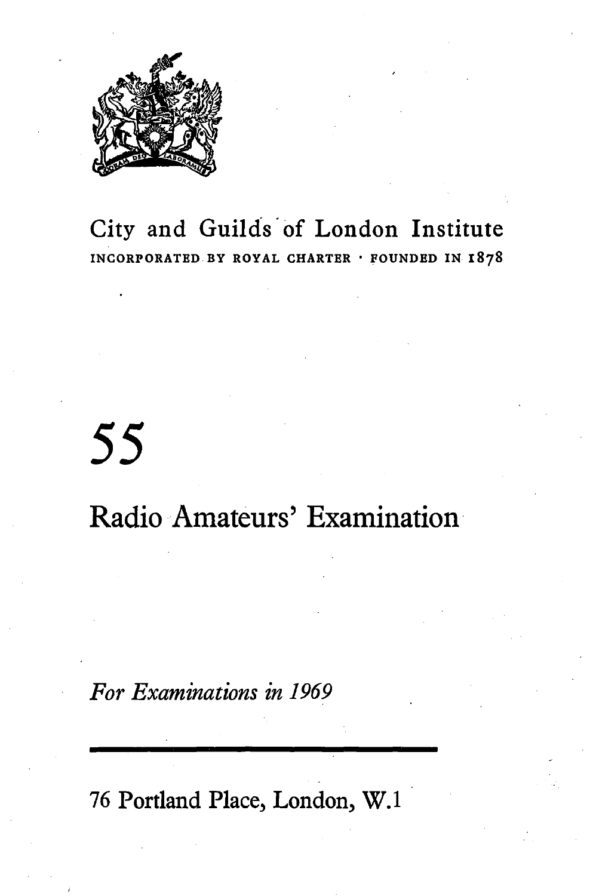City and Guilds of London Institute

INCORPORATED BY ROYAL CHARTER · FOUNDED IN 1878

# 55

# Radio Amateurs' Examination

*For Examinations in 1969*

76 Portland Place, London, W.1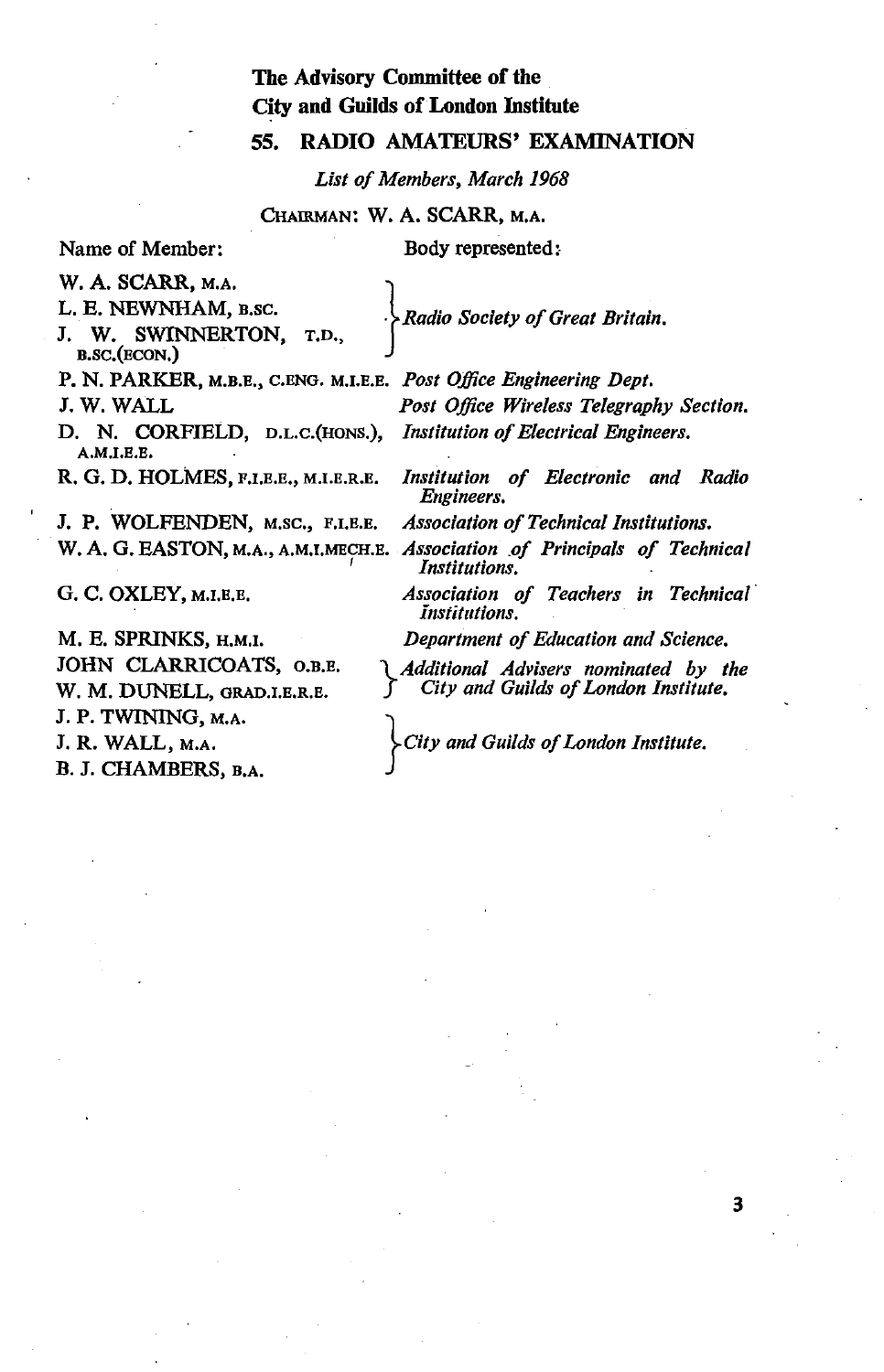**The Advisory Committee of the City and Guilds of London Institute**

## 55. RADIO AMATEURS' EXAMINATION

*List of Members, March 1968*

CHAIRMAN: W. A. SCARR, M.A.

| Name of Member: | Body represented: |
|---|---|
| W. A. SCARR, M.A. | *Radio Society of Great Britain.* |
| L. E. NEWNHAM, B.SC. | *Radio Society of Great Britain.* |
| J. W. SWINNERTON, T.D., B.SC.(ECON.) | *Radio Society of Great Britain.* |
| P. N. PARKER, M.B.E., C.ENG. M.I.E.E. | *Post Office Engineering Dept.* |
| J. W. WALL | *Post Office Wireless Telegraphy Section.* |
| D. N. CORFIELD, D.L.C.(HONS.), A.M.I.E.E. | *Institution of Electrical Engineers.* |
| R. G. D. HOLMES, F.I.E.E., M.I.E.R.E. | *Institution of Electronic and Radio Engineers.* |
| J. P. WOLFENDEN, M.SC., F.I.E.E. | *Association of Technical Institutions.* |
| W. A. G. EASTON, M.A., A.M.I.MECH.E. | *Association of Principals of Technical Institutions.* |
| G. C. OXLEY, M.I.E.E. | *Association of Teachers in Technical Institutions.* |
| M. E. SPRINKS, H.M.I. | *Department of Education and Science.* |
| JOHN CLARRICOATS, O.B.E. | *Additional Advisers nominated by the City and Guilds of London Institute.* |
| W. M. DUNELL, GRAD.I.E.R.E. | *Additional Advisers nominated by the City and Guilds of London Institute.* |
| J. P. TWINING, M.A. | *City and Guilds of London Institute.* |
| J. R. WALL, M.A. | *City and Guilds of London Institute.* |
| B. J. CHAMBERS, B.A. | *City and Guilds of London Institute.* |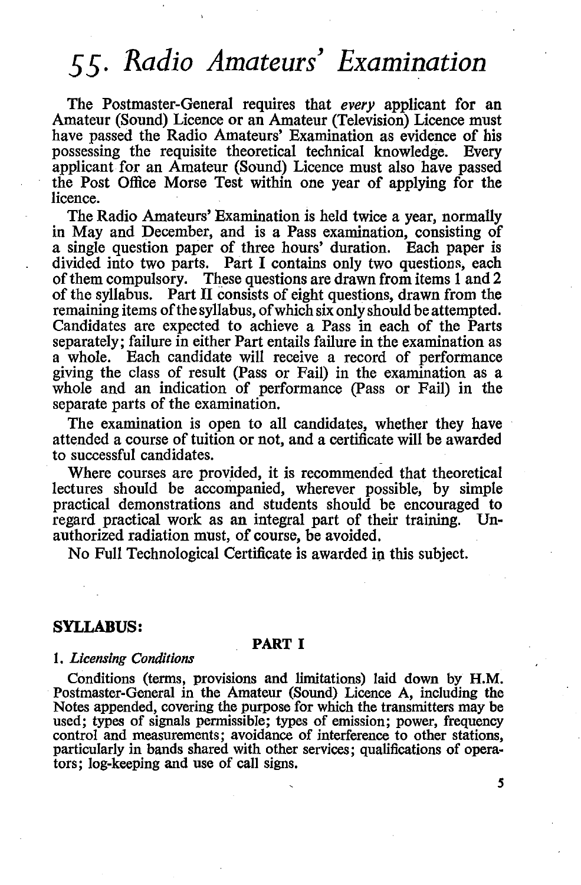# 55. *Radio Amateurs' Examination*

The Postmaster-General requires that *every* applicant for an Amateur (Sound) Licence or an Amateur (Television) Licence must have passed the Radio Amateurs' Examination as evidence of his possessing the requisite theoretical technical knowledge. Every applicant for an Amateur (Sound) Licence must also have passed the Post Office Morse Test within one year of applying for the licence.

The Radio Amateurs' Examination is held twice a year, normally in May and December, and is a Pass examination, consisting of a single question paper of three hours' duration. Each paper is divided into two parts. Part I contains only two questions, each of them compulsory. These questions are drawn from items 1 and 2 of the syllabus. Part II consists of eight questions, drawn from the remaining items of the syllabus, of which six only should be attempted. Candidates are expected to achieve a Pass in each of the Parts separately; failure in either Part entails failure in the examination as a whole. Each candidate will receive a record of performance giving the class of result (Pass or Fail) in the examination as a whole and an indication of performance (Pass or Fail) in the separate parts of the examination.

The examination is open to all candidates, whether they have attended a course of tuition or not, and a certificate will be awarded to successful candidates.

Where courses are provided, it is recommended that theoretical lectures should be accompanied, wherever possible, by simple practical demonstrations and students should be encouraged to regard practical work as an integral part of their training. Unauthorized radiation must, of course, be avoided.

No Full Technological Certificate is awarded in this subject.

## SYLLABUS:

### PART I

1. *Licensing Conditions*

Conditions (terms, provisions and limitations) laid down by H.M. Postmaster-General in the Amateur (Sound) Licence A, including the Notes appended, covering the purpose for which the transmitters may be used; types of signals permissible; types of emission; power, frequency control and measurements; avoidance of interference to other stations, particularly in bands shared with other services; qualifications of operators; log-keeping and use of call signs.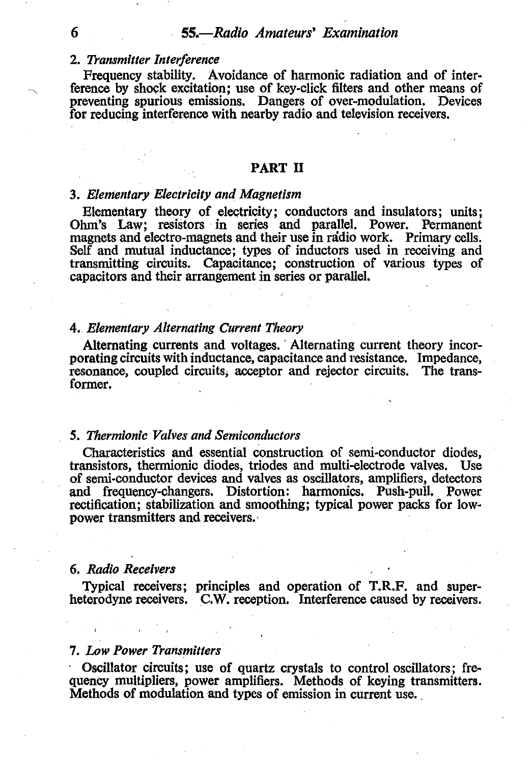### 2. *Transmitter Interference*

Frequency stability. Avoidance of harmonic radiation and of interference by shock excitation; use of key-click filters and other means of preventing spurious emissions. Dangers of over-modulation. Devices for reducing interference with nearby radio and television receivers.

## PART II

### 3. *Elementary Electricity and Magnetism*

Elementary theory of electricity; conductors and insulators; units; Ohm's Law; resistors in series and parallel. Power. Permanent magnets and electro-magnets and their use in radio work. Primary cells. Self and mutual inductance; types of inductors used in receiving and transmitting circuits. Capacitance; construction of various types of capacitors and their arrangement in series or parallel.

### 4. *Elementary Alternating Current Theory*

Alternating currents and voltages. Alternating current theory incorporating circuits with inductance, capacitance and resistance. Impedance, resonance, coupled circuits, acceptor and rejector circuits. The transformer.

### 5. *Thermionic Valves and Semiconductors*

Characteristics and essential construction of semi-conductor diodes, transistors, thermionic diodes, triodes and multi-electrode valves. Use of semi-conductor devices and valves as oscillators, amplifiers, detectors and frequency-changers. Distortion: harmonics. Push-pull. Power rectification; stabilization and smoothing; typical power packs for low-power transmitters and receivers.

### 6. *Radio Receivers*

Typical receivers; principles and operation of T.R.F. and superheterodyne receivers. C.W. reception. Interference caused by receivers.

### 7. *Low Power Transmitters*

Oscillator circuits; use of quartz crystals to control oscillators; frequency multipliers, power amplifiers. Methods of keying transmitters. Methods of modulation and types of emission in current use.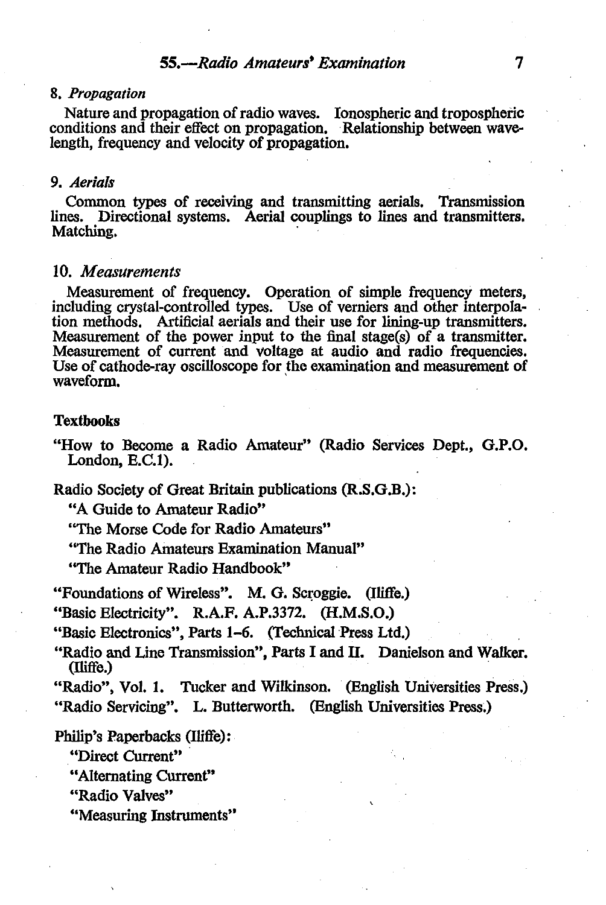### 8. *Propagation*

Nature and propagation of radio waves. Ionospheric and tropospheric conditions and their effect on propagation. Relationship between wavelength, frequency and velocity of propagation.

### 9. *Aerials*

Common types of receiving and transmitting aerials. Transmission lines. Directional systems. Aerial couplings to lines and transmitters. Matching.

### 10. *Measurements*

Measurement of frequency. Operation of simple frequency meters, including crystal-controlled types. Use of verniers and other interpolation methods. Artificial aerials and their use for lining-up transmitters. Measurement of the power input to the final stage(s) of a transmitter. Measurement of current and voltage at audio and radio frequencies. Use of cathode-ray oscilloscope for the examination and measurement of waveform.

## Textbooks

"How to Become a Radio Amateur" (Radio Services Dept., G.P.O. London, E.C.1).

Radio Society of Great Britain publications (R.S.G.B.):

- "A Guide to Amateur Radio"
- "The Morse Code for Radio Amateurs"
- "The Radio Amateurs Examination Manual"
- "The Amateur Radio Handbook"

"Foundations of Wireless". M. G. Scroggie. (Iliffe.)

"Basic Electricity". R.A.F. A.P.3372. (H.M.S.O.)

"Basic Electronics", Parts 1–6. (Technical Press Ltd.)

"Radio and Line Transmission", Parts I and II. Danielson and Walker. (Iliffe.)

"Radio", Vol. 1. Tucker and Wilkinson. (English Universities Press.)

"Radio Servicing". L. Butterworth. (English Universities Press.)

Philip's Paperbacks (Iliffe):

- "Direct Current"
- "Alternating Current"
- "Radio Valves"
- "Measuring Instruments"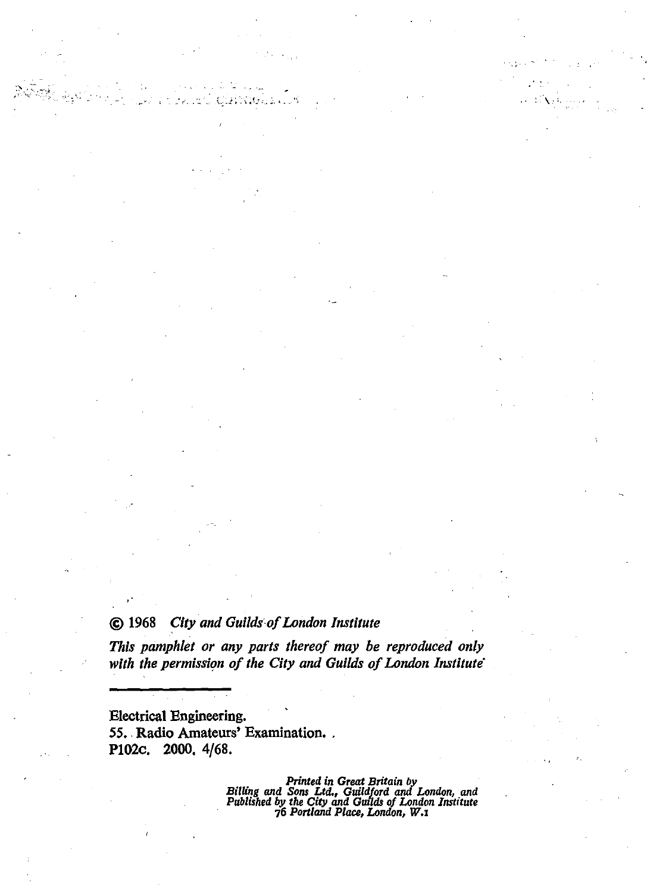© 1968 *City and Guilds of London Institute*

*This pamphlet or any parts thereof may be reproduced only with the permission of the City and Guilds of London Institute*

Electrical Engineering.
55. Radio Amateurs' Examination.
P102c. 2000. 4/68.

*Printed in Great Britain by*
*Billing and Sons Ltd., Guildford and London, and*
*Published by the City and Guilds of London Institute*
*76 Portland Place, London, W.1*